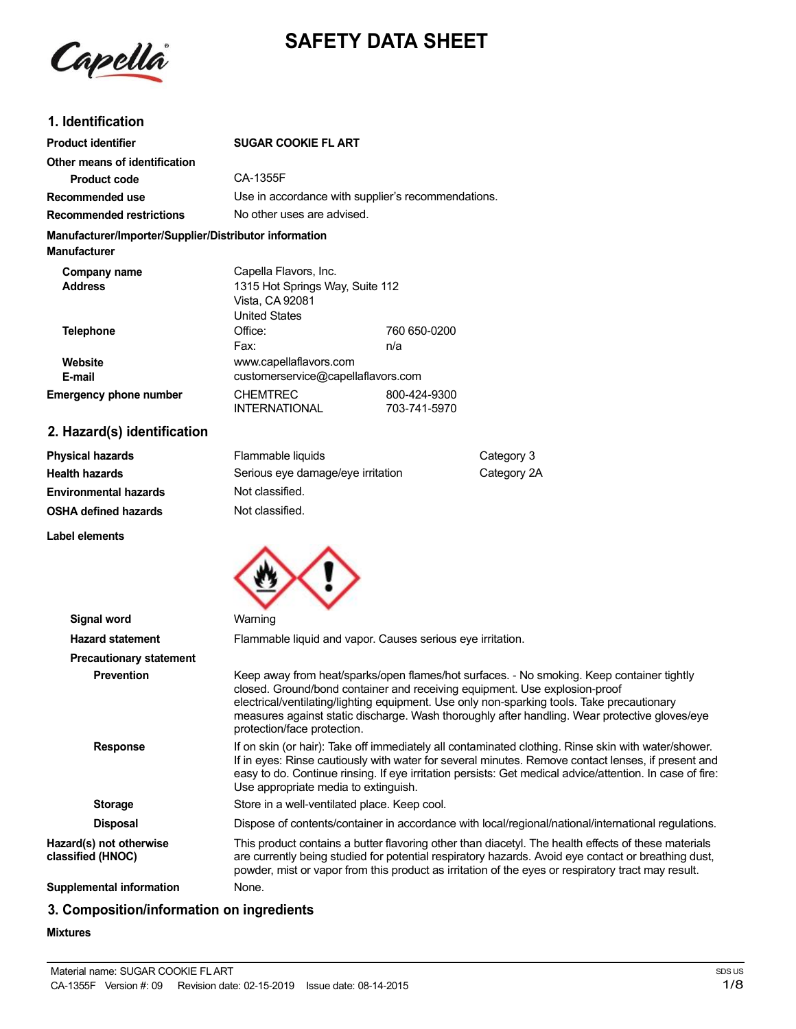# SAFETY DATA SHEET

## 1. Identification

| | |
|---|---|
| **Product identifier** | **SUGAR COOKIE FL ART** |
| **Other means of identification** | |
| **Product code** | CA-1355F |
| **Recommended use** | Use in accordance with supplier's recommendations. |
| **Recommended restrictions** | No other uses are advised. |

**Manufacturer/Importer/Supplier/Distributor information**

**Manufacturer**

| | | |
|---|---|---|
| **Company name** | Capella Flavors, Inc. | |
| **Address** | 1315 Hot Springs Way, Suite 112<br>Vista, CA 92081<br>United States | |
| **Telephone** | Office: | 760 650-0200 |
| | Fax: | n/a |
| **Website** | www.capellaflavors.com | |
| **E-mail** | customerservice@capellaflavors.com | |
| **Emergency phone number** | CHEMTREC | 800-424-9300 |
| | INTERNATIONAL | 703-741-5970 |

## 2. Hazard(s) identification

| | | |
|---|---|---|
| **Physical hazards** | Flammable liquids | Category 3 |
| **Health hazards** | Serious eye damage/eye irritation | Category 2A |
| **Environmental hazards** | Not classified. | |
| **OSHA defined hazards** | Not classified. | |

**Label elements**

**Signal word** Warning

**Hazard statement** Flammable liquid and vapor. Causes serious eye irritation.

**Precautionary statement**

**Prevention** Keep away from heat/sparks/open flames/hot surfaces. - No smoking. Keep container tightly closed. Ground/bond container and receiving equipment. Use explosion-proof electrical/ventilating/lighting equipment. Use only non-sparking tools. Take precautionary measures against static discharge. Wash thoroughly after handling. Wear protective gloves/eye protection/face protection.

**Response** If on skin (or hair): Take off immediately all contaminated clothing. Rinse skin with water/shower. If in eyes: Rinse cautiously with water for several minutes. Remove contact lenses, if present and easy to do. Continue rinsing. If eye irritation persists: Get medical advice/attention. In case of fire: Use appropriate media to extinguish.

**Storage** Store in a well-ventilated place. Keep cool.

**Disposal** Dispose of contents/container in accordance with local/regional/national/international regulations.

**Hazard(s) not otherwise classified (HNOC)** This product contains a butter flavoring other than diacetyl. The health effects of these materials are currently being studied for potential respiratory hazards. Avoid eye contact or breathing dust, powder, mist or vapor from this product as irritation of the eyes or respiratory tract may result.

**Supplemental information** None.

## 3. Composition/information on ingredients

**Mixtures**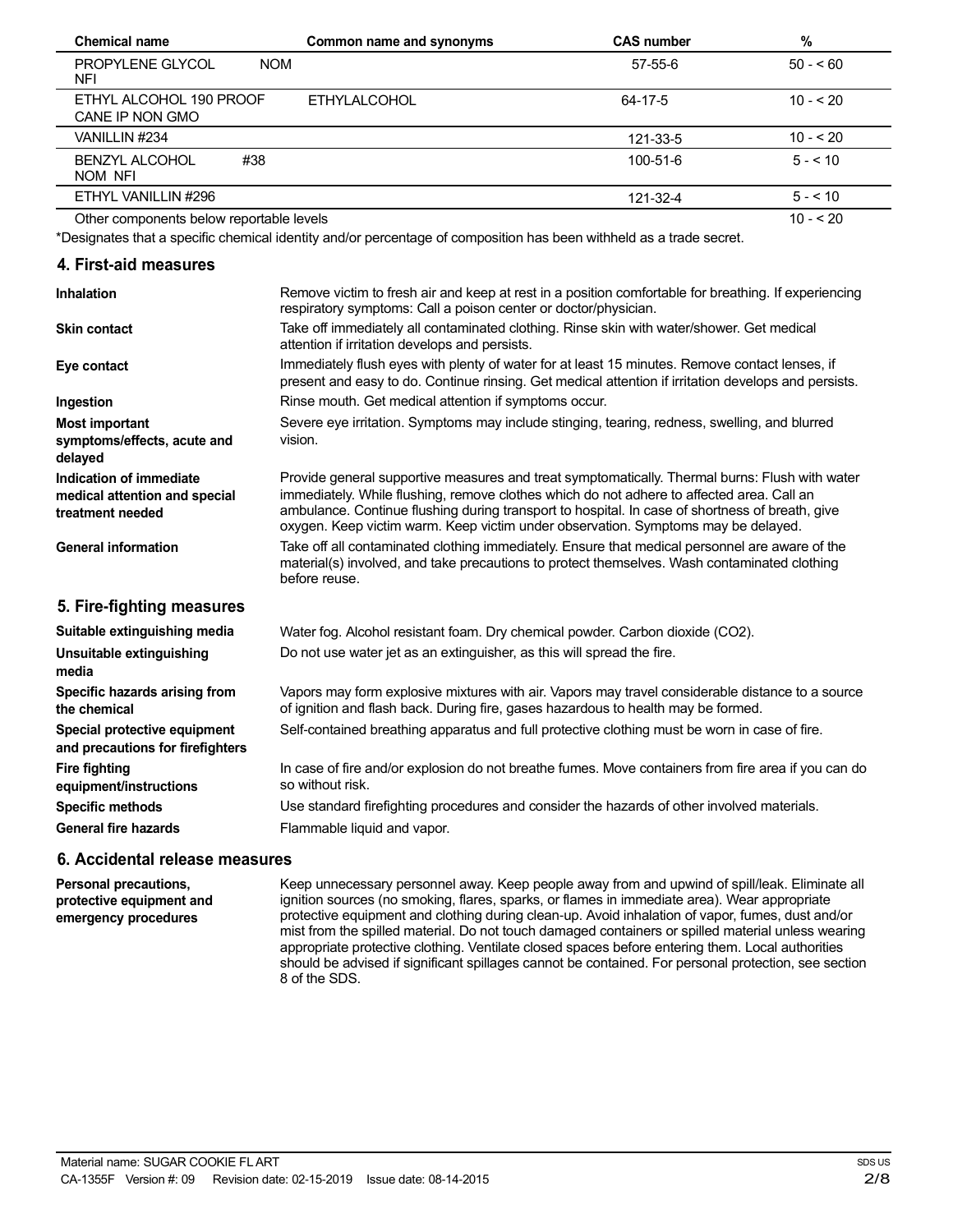| Chemical name | Common name and synonyms | CAS number | % |
| --- | --- | --- | --- |
| PROPYLENE GLYCOL NOM NFI | | 57-55-6 | 50 - < 60 |
| ETHYL ALCOHOL 190 PROOF CANE IP NON GMO | ETHYLALCOHOL | 64-17-5 | 10 - < 20 |
| VANILLIN #234 | | 121-33-5 | 10 - < 20 |
| BENZYL ALCOHOL #38 NOM NFI | | 100-51-6 | 5 - < 10 |
| ETHYL VANILLIN #296 | | 121-32-4 | 5 - < 10 |
| Other components below reportable levels | | | 10 - < 20 |

*Designates that a specific chemical identity and/or percentage of composition has been withheld as a trade secret.

## 4. First-aid measures

**Inhalation**
Remove victim to fresh air and keep at rest in a position comfortable for breathing. If experiencing respiratory symptoms: Call a poison center or doctor/physician.

**Skin contact**
Take off immediately all contaminated clothing. Rinse skin with water/shower. Get medical attention if irritation develops and persists.

**Eye contact**
Immediately flush eyes with plenty of water for at least 15 minutes. Remove contact lenses, if present and easy to do. Continue rinsing. Get medical attention if irritation develops and persists.

**Ingestion**
Rinse mouth. Get medical attention if symptoms occur.

**Most important symptoms/effects, acute and delayed**
Severe eye irritation. Symptoms may include stinging, tearing, redness, swelling, and blurred vision.

**Indication of immediate medical attention and special treatment needed**
Provide general supportive measures and treat symptomatically. Thermal burns: Flush with water immediately. While flushing, remove clothes which do not adhere to affected area. Call an ambulance. Continue flushing during transport to hospital. In case of shortness of breath, give oxygen. Keep victim warm. Keep victim under observation. Symptoms may be delayed.

**General information**
Take off all contaminated clothing immediately. Ensure that medical personnel are aware of the material(s) involved, and take precautions to protect themselves. Wash contaminated clothing before reuse.

## 5. Fire-fighting measures

**Suitable extinguishing media**
Water fog. Alcohol resistant foam. Dry chemical powder. Carbon dioxide ($CO_2$).

**Unsuitable extinguishing media**
Do not use water jet as an extinguisher, as this will spread the fire.

**Specific hazards arising from the chemical**
Vapors may form explosive mixtures with air. Vapors may travel considerable distance to a source of ignition and flash back. During fire, gases hazardous to health may be formed.

**Special protective equipment and precautions for firefighters**
Self-contained breathing apparatus and full protective clothing must be worn in case of fire.

**Fire fighting equipment/instructions**
In case of fire and/or explosion do not breathe fumes. Move containers from fire area if you can do so without risk.

**Specific methods**
Use standard firefighting procedures and consider the hazards of other involved materials.

**General fire hazards**
Flammable liquid and vapor.

## 6. Accidental release measures

**Personal precautions, protective equipment and emergency procedures**
Keep unnecessary personnel away. Keep people away from and upwind of spill/leak. Eliminate all ignition sources (no smoking, flares, sparks, or flames in immediate area). Wear appropriate protective equipment and clothing during clean-up. Avoid inhalation of vapor, fumes, dust and/or mist from the spilled material. Do not touch damaged containers or spilled material unless wearing appropriate protective clothing. Ventilate closed spaces before entering them. Local authorities should be advised if significant spillages cannot be contained. For personal protection, see section 8 of the SDS.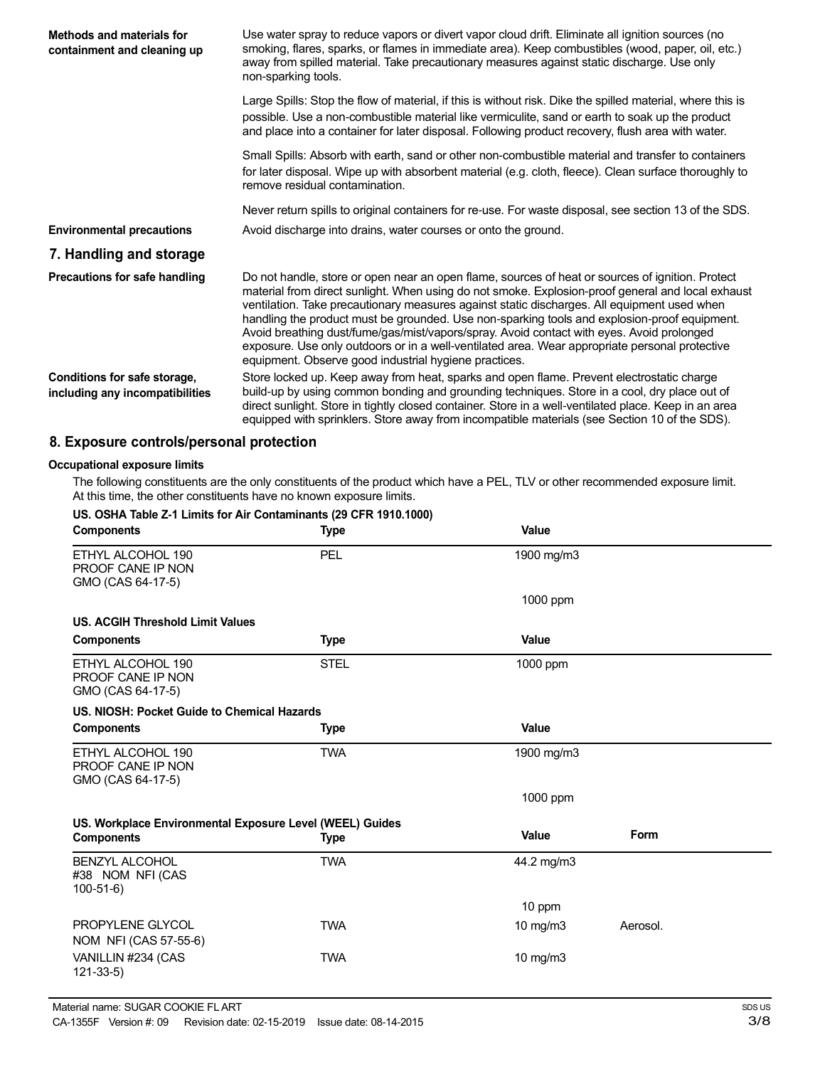| | |
|---|---|
| **Methods and materials for containment and cleaning up** | Use water spray to reduce vapors or divert vapor cloud drift. Eliminate all ignition sources (no smoking, flares, sparks, or flames in immediate area). Keep combustibles (wood, paper, oil, etc.) away from spilled material. Take precautionary measures against static discharge. Use only non-sparking tools. |
| | Large Spills: Stop the flow of material, if this is without risk. Dike the spilled material, where this is possible. Use a non-combustible material like vermiculite, sand or earth to soak up the product and place into a container for later disposal. Following product recovery, flush area with water. |
| | Small Spills: Absorb with earth, sand or other non-combustible material and transfer to containers for later disposal. Wipe up with absorbent material (e.g. cloth, fleece). Clean surface thoroughly to remove residual contamination. |
| | Never return spills to original containers for re-use. For waste disposal, see section 13 of the SDS. |
| **Environmental precautions** | Avoid discharge into drains, water courses or onto the ground. |

## 7. Handling and storage

| | |
|---|---|
| **Precautions for safe handling** | Do not handle, store or open near an open flame, sources of heat or sources of ignition. Protect material from direct sunlight. When using do not smoke. Explosion-proof general and local exhaust ventilation. Take precautionary measures against static discharges. All equipment used when handling the product must be grounded. Use non-sparking tools and explosion-proof equipment. Avoid breathing dust/fume/gas/mist/vapors/spray. Avoid contact with eyes. Avoid prolonged exposure. Use only outdoors or in a well-ventilated area. Wear appropriate personal protective equipment. Observe good industrial hygiene practices. |
| **Conditions for safe storage, including any incompatibilities** | Store locked up. Keep away from heat, sparks and open flame. Prevent electrostatic charge build-up by using common bonding and grounding techniques. Store in a cool, dry place out of direct sunlight. Store in tightly closed container. Store in a well-ventilated place. Keep in an area equipped with sprinklers. Store away from incompatible materials (see Section 10 of the SDS). |

## 8. Exposure controls/personal protection

### Occupational exposure limits

The following constituents are the only constituents of the product which have a PEL, TLV or other recommended exposure limit. At this time, the other constituents have no known exposure limits.

**US. OSHA Table Z-1 Limits for Air Contaminants (29 CFR 1910.1000)**

| Components | Type | Value |
|---|---|---|
| ETHYL ALCOHOL 190 PROOF CANE IP NON GMO (CAS 64-17-5) | PEL | 1900 mg/m3 |
| | | 1000 ppm |

**US. ACGIH Threshold Limit Values**

| Components | Type | Value |
|---|---|---|
| ETHYL ALCOHOL 190 PROOF CANE IP NON GMO (CAS 64-17-5) | STEL | 1000 ppm |

**US. NIOSH: Pocket Guide to Chemical Hazards**

| Components | Type | Value |
|---|---|---|
| ETHYL ALCOHOL 190 PROOF CANE IP NON GMO (CAS 64-17-5) | TWA | 1900 mg/m3 |
| | | 1000 ppm |

**US. Workplace Environmental Exposure Level (WEEL) Guides**

| Components | Type | Value | Form |
|---|---|---|---|
| BENZYL ALCOHOL #38 NOM NFI (CAS 100-51-6) | TWA | 44.2 mg/m3 | |
| | | 10 ppm | |
| PROPYLENE GLYCOL NOM NFI (CAS 57-55-6) | TWA | 10 mg/m3 | Aerosol. |
| VANILLIN #234 (CAS 121-33-5) | TWA | 10 mg/m3 | |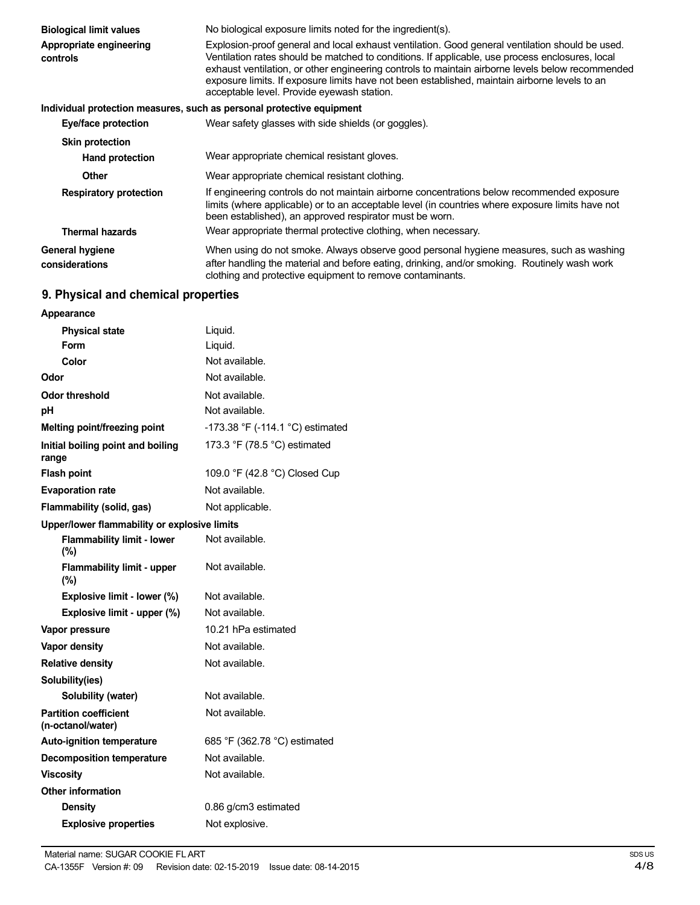| | |
|---|---|
| **Biological limit values** | No biological exposure limits noted for the ingredient(s). |
| **Appropriate engineering controls** | Explosion-proof general and local exhaust ventilation. Good general ventilation should be used. Ventilation rates should be matched to conditions. If applicable, use process enclosures, local exhaust ventilation, or other engineering controls to maintain airborne levels below recommended exposure limits. If exposure limits have not been established, maintain airborne levels to an acceptable level. Provide eyewash station. |

**Individual protection measures, such as personal protective equipment**

| | |
|---|---|
| **Eye/face protection** | Wear safety glasses with side shields (or goggles). |
| **Skin protection** | |
| **Hand protection** | Wear appropriate chemical resistant gloves. |
| **Other** | Wear appropriate chemical resistant clothing. |
| **Respiratory protection** | If engineering controls do not maintain airborne concentrations below recommended exposure limits (where applicable) or to an acceptable level (in countries where exposure limits have not been established), an approved respirator must be worn. |
| **Thermal hazards** | Wear appropriate thermal protective clothing, when necessary. |
| **General hygiene considerations** | When using do not smoke. Always observe good personal hygiene measures, such as washing after handling the material and before eating, drinking, and/or smoking. Routinely wash work clothing and protective equipment to remove contaminants. |

## 9. Physical and chemical properties

| | |
|---|---|
| **Appearance** | |
| **Physical state** | Liquid. |
| **Form** | Liquid. |
| **Color** | Not available. |
| **Odor** | Not available. |
| **Odor threshold** | Not available. |
| **pH** | Not available. |
| **Melting point/freezing point** | -173.38 °F (-114.1 °C) estimated |
| **Initial boiling point and boiling range** | 173.3 °F (78.5 °C) estimated |
| **Flash point** | 109.0 °F (42.8 °C) Closed Cup |
| **Evaporation rate** | Not available. |
| **Flammability (solid, gas)** | Not applicable. |
| **Upper/lower flammability or explosive limits** | |
| **Flammability limit - lower (%)** | Not available. |
| **Flammability limit - upper (%)** | Not available. |
| **Explosive limit - lower (%)** | Not available. |
| **Explosive limit - upper (%)** | Not available. |
| **Vapor pressure** | 10.21 hPa estimated |
| **Vapor density** | Not available. |
| **Relative density** | Not available. |
| **Solubility(ies)** | |
| **Solubility (water)** | Not available. |
| **Partition coefficient (n-octanol/water)** | Not available. |
| **Auto-ignition temperature** | 685 °F (362.78 °C) estimated |
| **Decomposition temperature** | Not available. |
| **Viscosity** | Not available. |
| **Other information** | |
| **Density** | 0.86 g/cm3 estimated |
| **Explosive properties** | Not explosive. |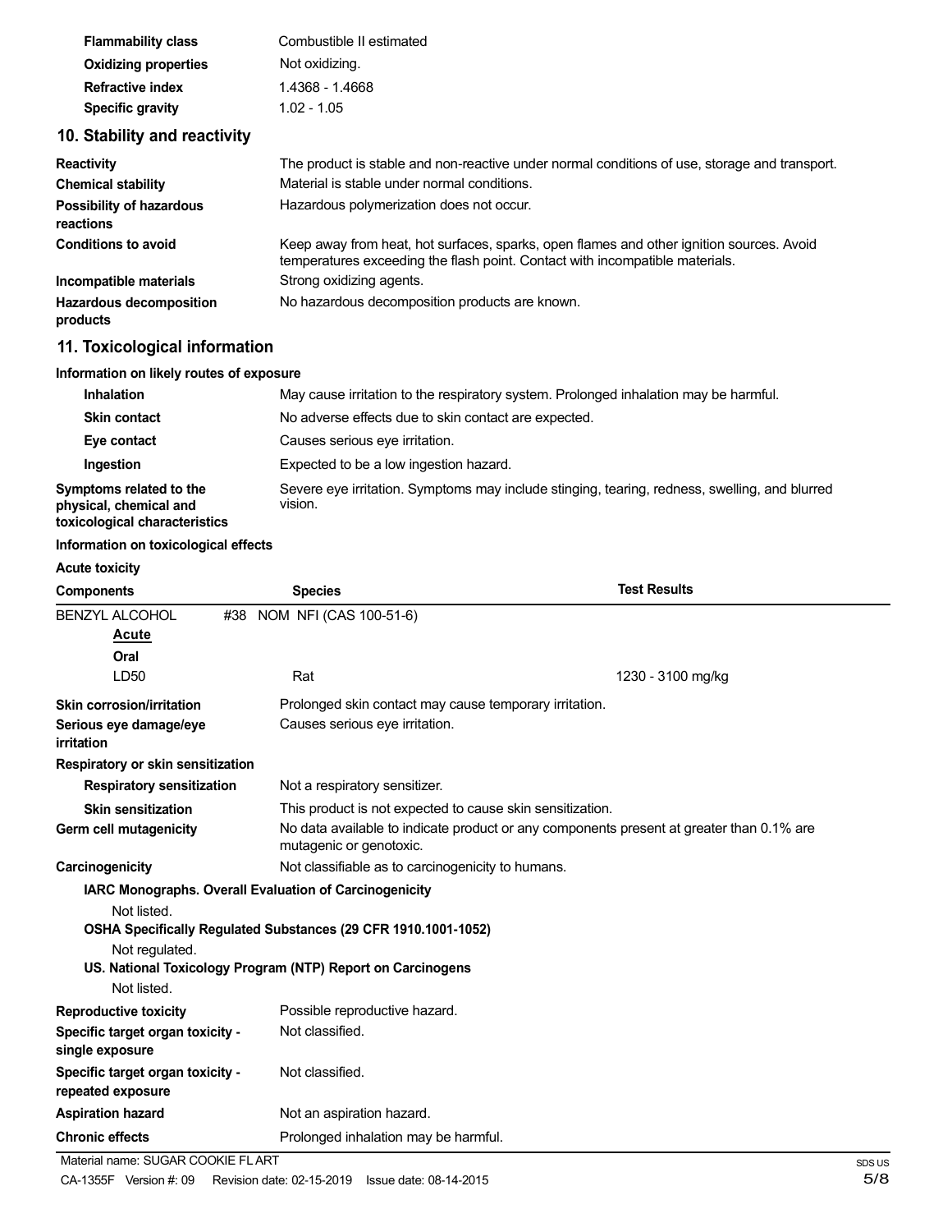| | |
|---|---|
| **Flammability class** | Combustible II estimated |
| **Oxidizing properties** | Not oxidizing. |
| **Refractive index** | 1.4368 - 1.4668 |
| **Specific gravity** | 1.02 - 1.05 |

## 10. Stability and reactivity

| | |
|---|---|
| **Reactivity** | The product is stable and non-reactive under normal conditions of use, storage and transport. |
| **Chemical stability** | Material is stable under normal conditions. |
| **Possibility of hazardous reactions** | Hazardous polymerization does not occur. |
| **Conditions to avoid** | Keep away from heat, hot surfaces, sparks, open flames and other ignition sources. Avoid temperatures exceeding the flash point. Contact with incompatible materials. |
| **Incompatible materials** | Strong oxidizing agents. |
| **Hazardous decomposition products** | No hazardous decomposition products are known. |

## 11. Toxicological information

**Information on likely routes of exposure**

| | |
|---|---|
| **Inhalation** | May cause irritation to the respiratory system. Prolonged inhalation may be harmful. |
| **Skin contact** | No adverse effects due to skin contact are expected. |
| **Eye contact** | Causes serious eye irritation. |
| **Ingestion** | Expected to be a low ingestion hazard. |
| **Symptoms related to the physical, chemical and toxicological characteristics** | Severe eye irritation. Symptoms may include stinging, tearing, redness, swelling, and blurred vision. |

**Information on toxicological effects**

**Acute toxicity**

| Components | Species | Test Results |
|---|---|---|
| BENZYL ALCOHOL #38 NOM NFI (CAS 100-51-6) | | |
| **Acute** | | |
| **Oral** | | |
| LD50 | Rat | 1230 - 3100 mg/kg |

| | |
|---|---|
| **Skin corrosion/irritation** | Prolonged skin contact may cause temporary irritation. |
| **Serious eye damage/eye irritation** | Causes serious eye irritation. |

**Respiratory or skin sensitization**

| | |
|---|---|
| **Respiratory sensitization** | Not a respiratory sensitizer. |
| **Skin sensitization** | This product is not expected to cause skin sensitization. |
| **Germ cell mutagenicity** | No data available to indicate product or any components present at greater than 0.1% are mutagenic or genotoxic. |
| **Carcinogenicity** | Not classifiable as to carcinogenicity to humans. |

**IARC Monographs. Overall Evaluation of Carcinogenicity**

Not listed.

**OSHA Specifically Regulated Substances (29 CFR 1910.1001-1052)**

Not regulated.

**US. National Toxicology Program (NTP) Report on Carcinogens**

Not listed.

| | |
|---|---|
| **Reproductive toxicity** | Possible reproductive hazard. |
| **Specific target organ toxicity - single exposure** | Not classified. |
| **Specific target organ toxicity - repeated exposure** | Not classified. |
| **Aspiration hazard** | Not an aspiration hazard. |
| **Chronic effects** | Prolonged inhalation may be harmful. |

Material name: SUGAR COOKIE FL ART

CA-1355F Version #: 09 Revision date: 02-15-2019 Issue date: 08-14-2015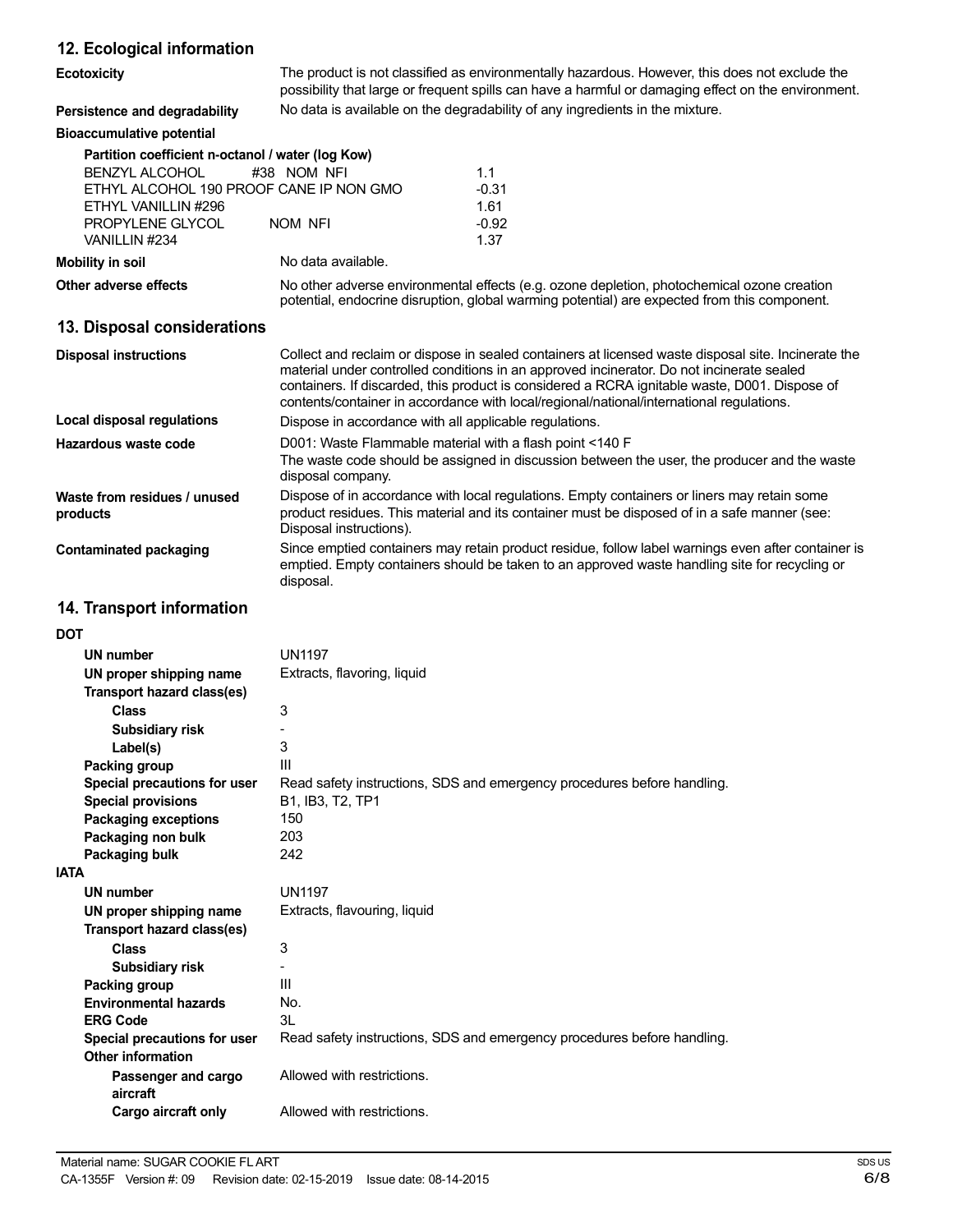## 12. Ecological information

**Ecotoxicity**
The product is not classified as environmentally hazardous. However, this does not exclude the possibility that large or frequent spills can have a harmful or damaging effect on the environment.

**Persistence and degradability**
No data is available on the degradability of any ingredients in the mixture.

**Bioaccumulative potential**

**Partition coefficient n-octanol / water (log Kow)**

| | |
|---|---|
| BENZYL ALCOHOL #38 NOM NFI | 1.1 |
| ETHYL ALCOHOL 190 PROOF CANE IP NON GMO | -0.31 |
| ETHYL VANILLIN #296 | 1.61 |
| PROPYLENE GLYCOL NOM NFI | -0.92 |
| VANILLIN #234 | 1.37 |

**Mobility in soil**
No data available.

**Other adverse effects**
No other adverse environmental effects (e.g. ozone depletion, photochemical ozone creation potential, endocrine disruption, global warming potential) are expected from this component.

## 13. Disposal considerations

**Disposal instructions**
Collect and reclaim or dispose in sealed containers at licensed waste disposal site. Incinerate the material under controlled conditions in an approved incinerator. Do not incinerate sealed containers. If discarded, this product is considered a RCRA ignitable waste, D001. Dispose of contents/container in accordance with local/regional/national/international regulations.

**Local disposal regulations**
Dispose in accordance with all applicable regulations.

**Hazardous waste code**
D001: Waste Flammable material with a flash point <140 F
The waste code should be assigned in discussion between the user, the producer and the waste disposal company.

**Waste from residues / unused products**
Dispose of in accordance with local regulations. Empty containers or liners may retain some product residues. This material and its container must be disposed of in a safe manner (see: Disposal instructions).

**Contaminated packaging**
Since emptied containers may retain product residue, follow label warnings even after container is emptied. Empty containers should be taken to an approved waste handling site for recycling or disposal.

## 14. Transport information

**DOT**

| | |
|---|---|
| UN number | UN1197 |
| UN proper shipping name | Extracts, flavoring, liquid |
| Transport hazard class(es) | |
| Class | 3 |
| Subsidiary risk | - |
| Label(s) | 3 |
| Packing group | III |
| Special precautions for user | Read safety instructions, SDS and emergency procedures before handling. |
| Special provisions | B1, IB3, T2, TP1 |
| Packaging exceptions | 150 |
| Packaging non bulk | 203 |
| Packaging bulk | 242 |

**IATA**

| | |
|---|---|
| UN number | UN1197 |
| UN proper shipping name | Extracts, flavouring, liquid |
| Transport hazard class(es) | |
| Class | 3 |
| Subsidiary risk | - |
| Packing group | III |
| Environmental hazards | No. |
| ERG Code | 3L |
| Special precautions for user | Read safety instructions, SDS and emergency procedures before handling. |
| Other information | |
| Passenger and cargo aircraft | Allowed with restrictions. |
| Cargo aircraft only | Allowed with restrictions. |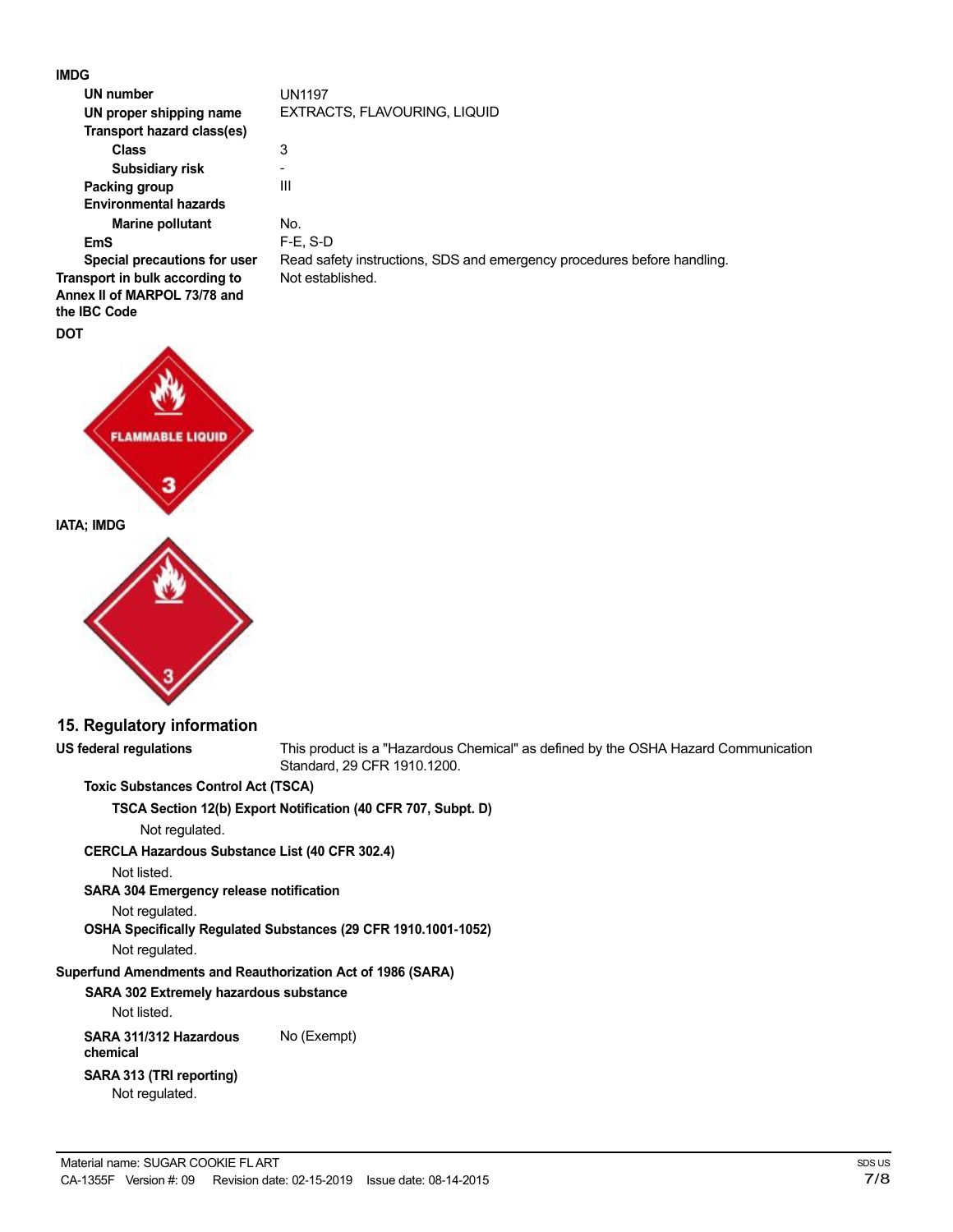**IMDG**

**UN number** UN1197

**UN proper shipping name** EXTRACTS, FLAVOURING, LIQUID

**Transport hazard class(es)**

**Class** 3

**Subsidiary risk** -

**Packing group** III

**Environmental hazards**

**Marine pollutant** No.

**EmS** F-E, S-D

**Special precautions for user** Read safety instructions, SDS and emergency procedures before handling.

**Transport in bulk according to Annex II of MARPOL 73/78 and the IBC Code** Not established.

**DOT**

**IATA; IMDG**

## 15. Regulatory information

**US federal regulations** This product is a "Hazardous Chemical" as defined by the OSHA Hazard Communication Standard, 29 CFR 1910.1200.

**Toxic Substances Control Act (TSCA)**

**TSCA Section 12(b) Export Notification (40 CFR 707, Subpt. D)**

Not regulated.

**CERCLA Hazardous Substance List (40 CFR 302.4)**

Not listed.

**SARA 304 Emergency release notification**

Not regulated.

**OSHA Specifically Regulated Substances (29 CFR 1910.1001-1052)**

Not regulated.

**Superfund Amendments and Reauthorization Act of 1986 (SARA)**

**SARA 302 Extremely hazardous substance**

Not listed.

**SARA 311/312 Hazardous chemical** No (Exempt)

**SARA 313 (TRI reporting)**

Not regulated.

Material name: SUGAR COOKIE FL ART

CA-1355F Version #: 09 Revision date: 02-15-2019 Issue date: 08-14-2015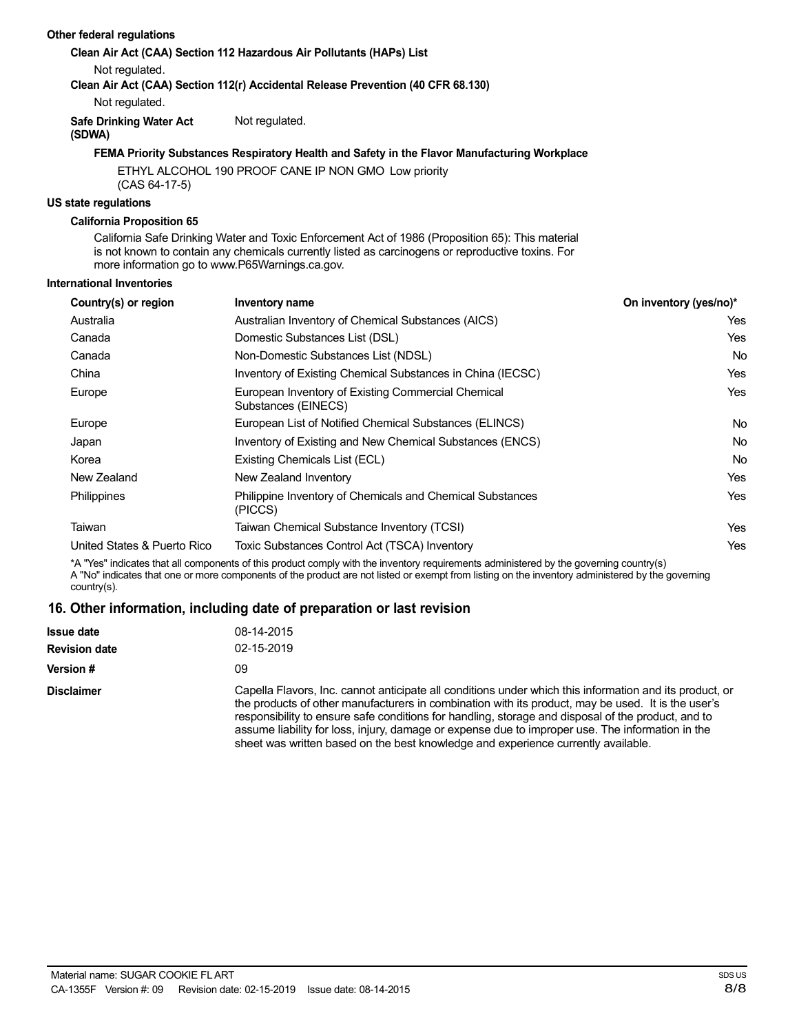**Other federal regulations**

**Clean Air Act (CAA) Section 112 Hazardous Air Pollutants (HAPs) List**

Not regulated.

**Clean Air Act (CAA) Section 112(r) Accidental Release Prevention (40 CFR 68.130)**

Not regulated.

**Safe Drinking Water Act (SDWA)** Not regulated.

**FEMA Priority Substances Respiratory Health and Safety in the Flavor Manufacturing Workplace**

ETHYL ALCOHOL 190 PROOF CANE IP NON GMO Low priority
(CAS 64-17-5)

**US state regulations**

**California Proposition 65**

California Safe Drinking Water and Toxic Enforcement Act of 1986 (Proposition 65): This material is not known to contain any chemicals currently listed as carcinogens or reproductive toxins. For more information go to www.P65Warnings.ca.gov.

**International Inventories**

| Country(s) or region | Inventory name | On inventory (yes/no)* |
|---|---|---|
| Australia | Australian Inventory of Chemical Substances (AICS) | Yes |
| Canada | Domestic Substances List (DSL) | Yes |
| Canada | Non-Domestic Substances List (NDSL) | No |
| China | Inventory of Existing Chemical Substances in China (IECSC) | Yes |
| Europe | European Inventory of Existing Commercial Chemical Substances (EINECS) | Yes |
| Europe | European List of Notified Chemical Substances (ELINCS) | No |
| Japan | Inventory of Existing and New Chemical Substances (ENCS) | No |
| Korea | Existing Chemicals List (ECL) | No |
| New Zealand | New Zealand Inventory | Yes |
| Philippines | Philippine Inventory of Chemicals and Chemical Substances (PICCS) | Yes |
| Taiwan | Taiwan Chemical Substance Inventory (TCSI) | Yes |
| United States & Puerto Rico | Toxic Substances Control Act (TSCA) Inventory | Yes |

*A "Yes" indicates that all components of this product comply with the inventory requirements administered by the governing country(s)
A "No" indicates that one or more components of the product are not listed or exempt from listing on the inventory administered by the governing country(s).

## 16. Other information, including date of preparation or last revision

**Issue date** 08-14-2015

**Revision date** 02-15-2019

**Version #** 09

**Disclaimer** Capella Flavors, Inc. cannot anticipate all conditions under which this information and its product, or the products of other manufacturers in combination with its product, may be used. It is the user's responsibility to ensure safe conditions for handling, storage and disposal of the product, and to assume liability for loss, injury, damage or expense due to improper use. The information in the sheet was written based on the best knowledge and experience currently available.